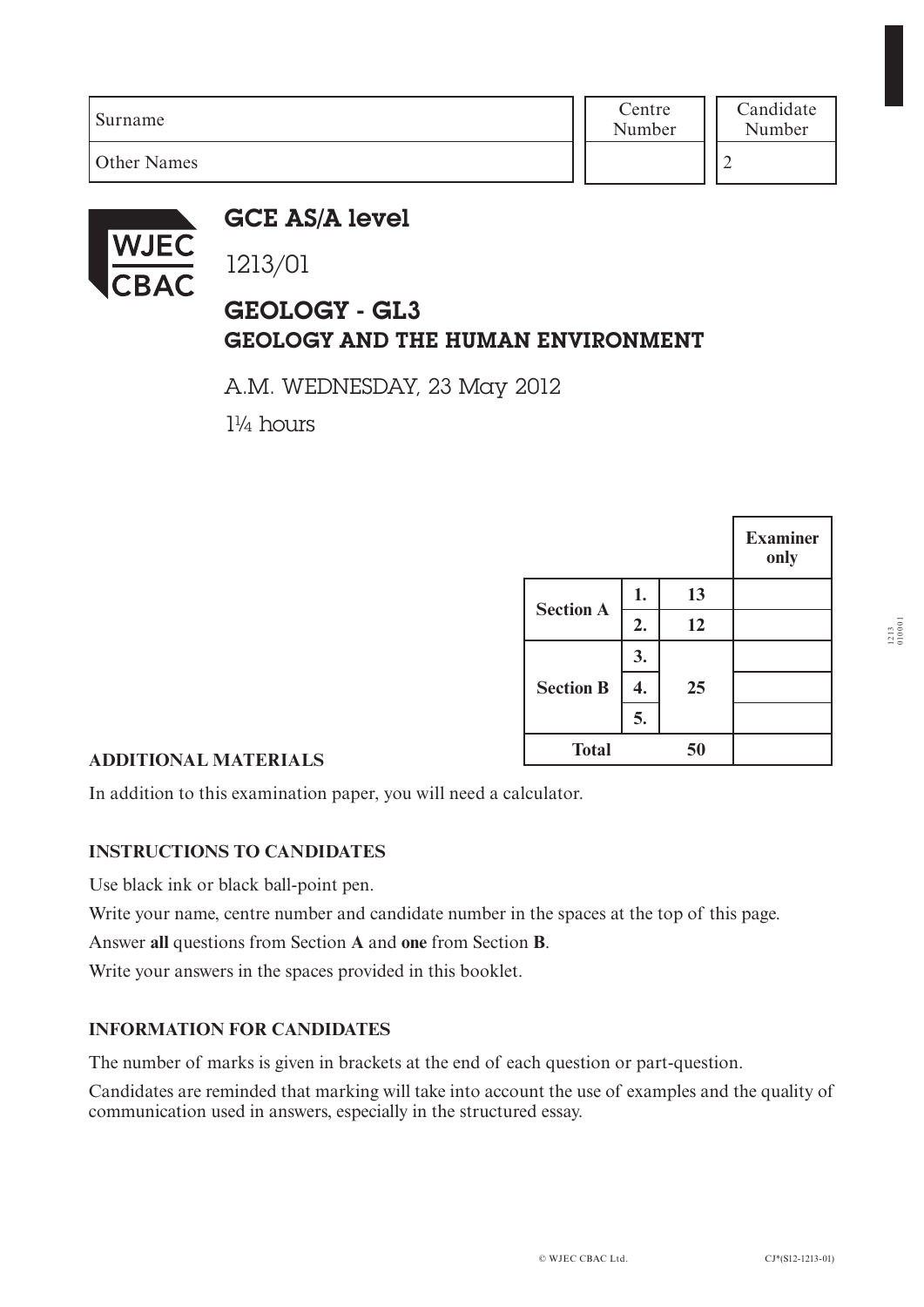| Surname | Centre Number | Candidate Number |
|---|---|---|
| Other Names | | 2 |

# GCE AS/A level

1213/01

## GEOLOGY - GL3
## GEOLOGY AND THE HUMAN ENVIRONMENT

A.M. WEDNESDAY, 23 May 2012

1¼ hours

| | | | Examiner only |
|---|---|---|---|
| Section A | 1. | 13 | |
| | 2. | 12 | |
| Section B | 3. | 25 | |
| | 4. | | |
| | 5. | | |
| Total | | 50 | |

**ADDITIONAL MATERIALS**

In addition to this examination paper, you will need a calculator.

**INSTRUCTIONS TO CANDIDATES**

Use black ink or black ball-point pen.

Write your name, centre number and candidate number in the spaces at the top of this page.

Answer **all** questions from Section **A** and **one** from Section **B**.

Write your answers in the spaces provided in this booklet.

**INFORMATION FOR CANDIDATES**

The number of marks is given in brackets at the end of each question or part-question.

Candidates are reminded that marking will take into account the use of examples and the quality of communication used in answers, especially in the structured essay.

© WJEC CBAC Ltd. CJ*(S12-1213-01)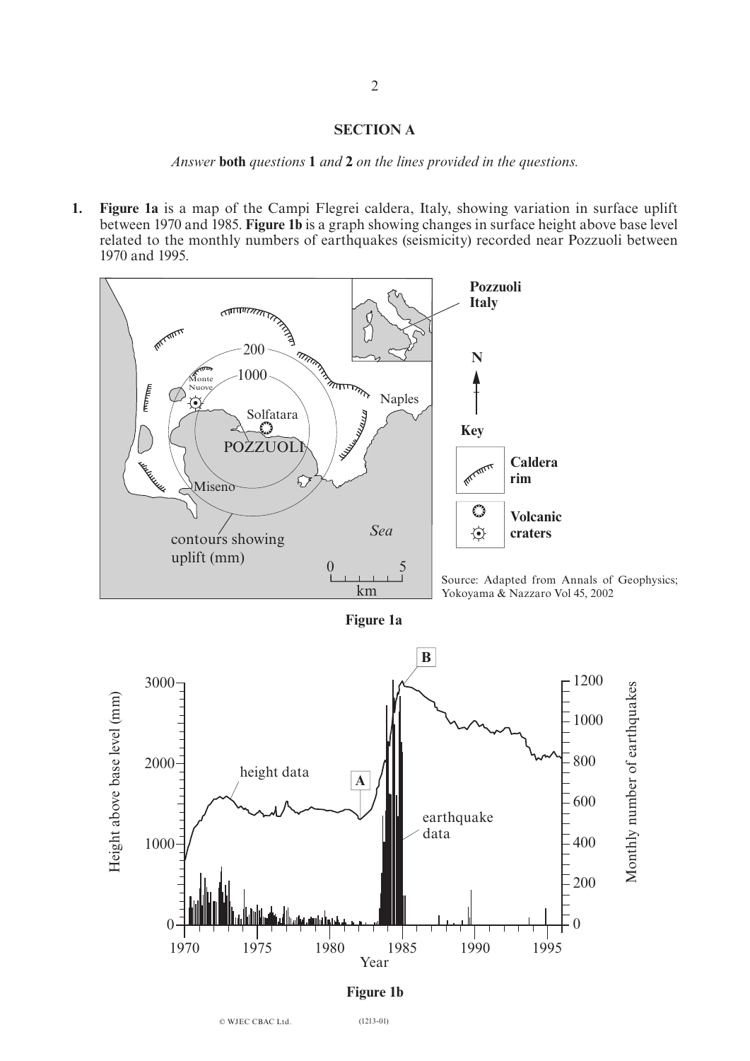## SECTION A

*Answer* **both** *questions* **1** *and* **2** *on the lines provided in the questions.*

**1.** **Figure 1a** is a map of the Campi Flegrei caldera, Italy, showing variation in surface uplift between 1970 and 1985. **Figure 1b** is a graph showing changes in surface height above base level related to the monthly numbers of earthquakes (seismicity) recorded near Pozzuoli between 1970 and 1995.

Source: Adapted from Annals of Geophysics; Yokoyama & Nazzaro Vol 45, 2002

**Figure 1a**

**Figure 1b**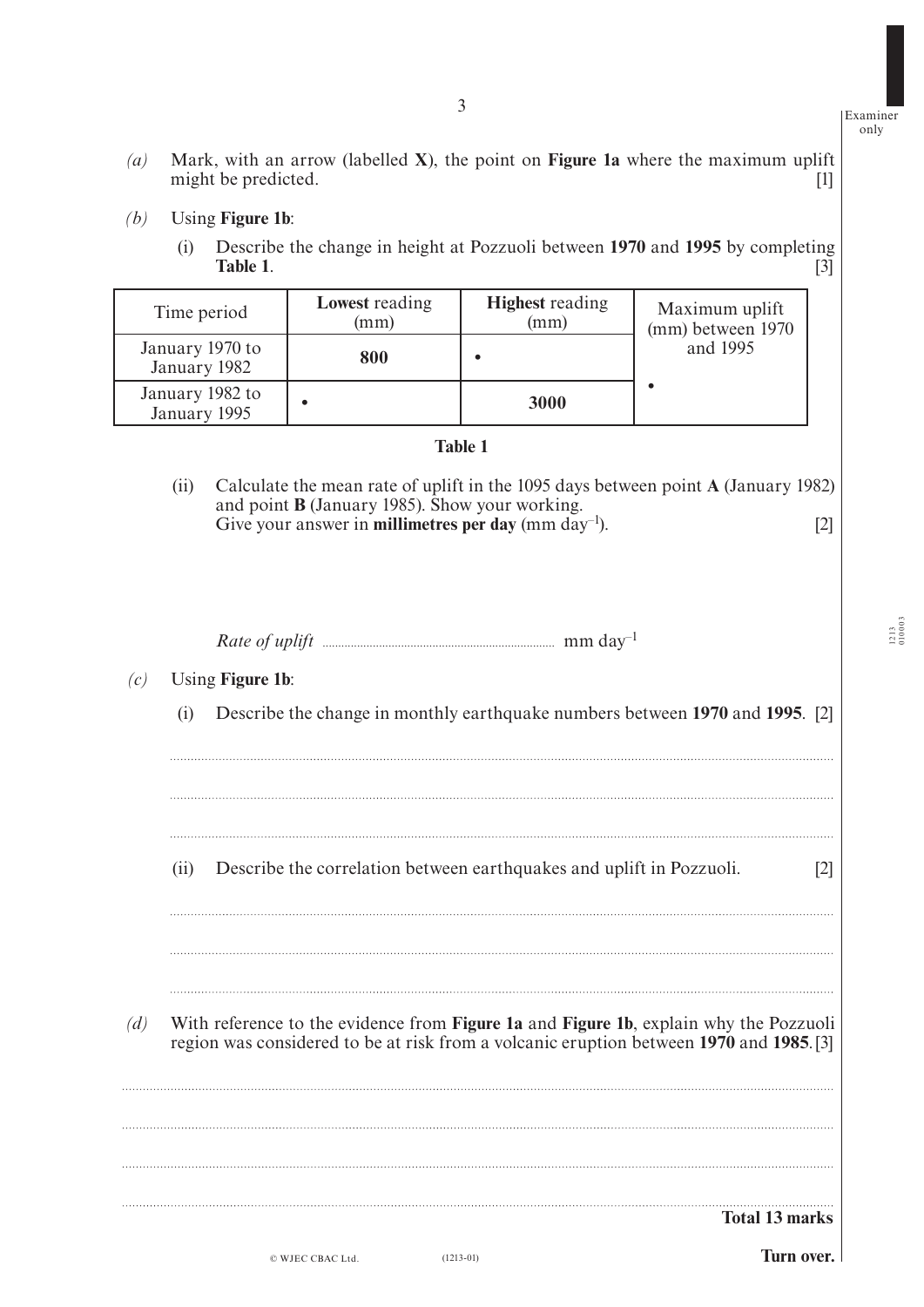*(a)* Mark, with an arrow (labelled **X**), the point on **Figure 1a** where the maximum uplift might be predicted. [1]

*(b)* Using **Figure 1b**:

(i) Describe the change in height at Pozzuoli between **1970** and **1995** by completing **Table 1**. [3]

| Time period | **Lowest** reading (mm) | **Highest** reading (mm) | Maximum uplift (mm) between 1970 and 1995 |
|---|---|---|---|
| January 1970 to January 1982 | **800** | • | • |
| January 1982 to January 1995 | • | **3000** | |

**Table 1**

(ii) Calculate the mean rate of uplift in the 1095 days between point **A** (January 1982) and point **B** (January 1985). Show your working.
Give your answer in **millimetres per day** (mm day$^{-1}$). [2]

*Rate of uplift* .......................................... mm day$^{-1}$

*(c)* Using **Figure 1b**:

(i) Describe the change in monthly earthquake numbers between **1970** and **1995**. [2]

..........................................................................................................................................

..........................................................................................................................................

..........................................................................................................................................

(ii) Describe the correlation between earthquakes and uplift in Pozzuoli. [2]

..........................................................................................................................................

..........................................................................................................................................

..........................................................................................................................................

*(d)* With reference to the evidence from **Figure 1a** and **Figure 1b**, explain why the Pozzuoli region was considered to be at risk from a volcanic eruption between **1970** and **1985**. [3]

..........................................................................................................................................

..........................................................................................................................................

..........................................................................................................................................

..........................................................................................................................................

**Total 13 marks**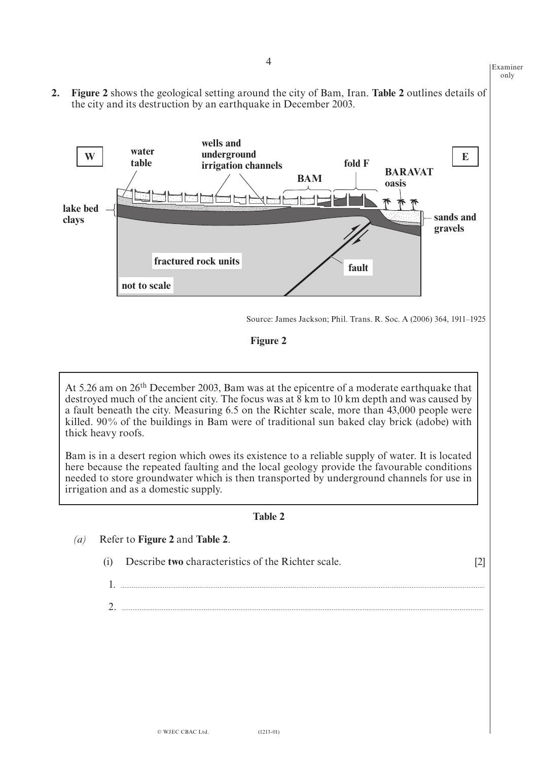**2.** **Figure 2** shows the geological setting around the city of Bam, Iran. **Table 2** outlines details of the city and its destruction by an earthquake in December 2003.

Source: James Jackson; Phil. Trans. R. Soc. A (2006) 364, 1911–1925

**Figure 2**

At 5.26 am on 26th December 2003, Bam was at the epicentre of a moderate earthquake that destroyed much of the ancient city. The focus was at 8 km to 10 km depth and was caused by a fault beneath the city. Measuring 6.5 on the Richter scale, more than 43,000 people were killed. 90% of the buildings in Bam were of traditional sun baked clay brick (adobe) with thick heavy roofs.

Bam is in a desert region which owes its existence to a reliable supply of water. It is located here because the repeated faulting and the local geology provide the favourable conditions needed to store groundwater which is then transported by underground channels for use in irrigation and as a domestic supply.

**Table 2**

*(a)* Refer to **Figure 2** and **Table 2**.

(i) Describe **two** characteristics of the Richter scale. [2]

1. ..............................................................................................................................

2. ..............................................................................................................................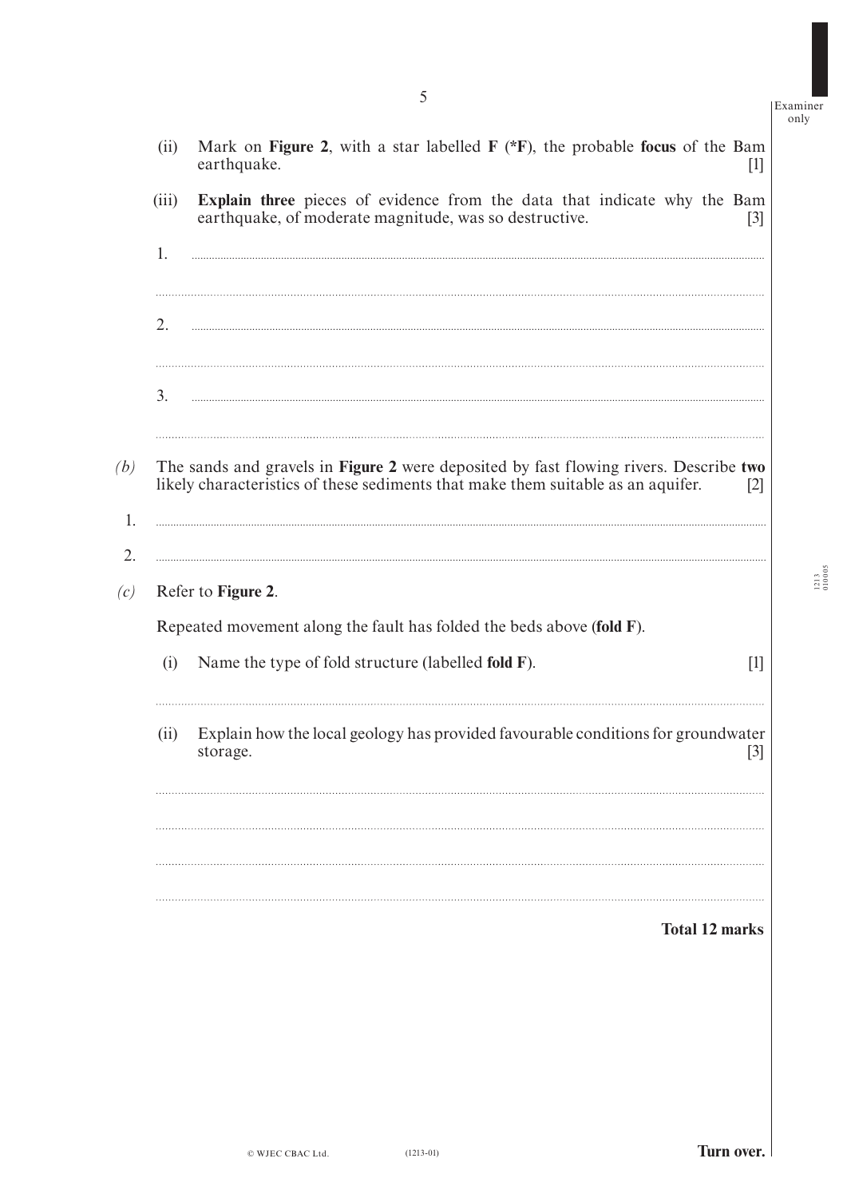(ii) Mark on **Figure 2**, with a star labelled **F** (***F**), the probable **focus** of the Bam earthquake. [1]

(iii) **Explain three** pieces of evidence from the data that indicate why the Bam earthquake, of moderate magnitude, was so destructive. [3]

1. ..........................................................................................................

..........................................................................................................

2. ..........................................................................................................

..........................................................................................................

3. ..........................................................................................................

..........................................................................................................

*(b)* The sands and gravels in **Figure 2** were deposited by fast flowing rivers. Describe **two** likely characteristics of these sediments that make them suitable as an aquifer. [2]

1. ..........................................................................................................

2. ..........................................................................................................

*(c)* Refer to **Figure 2**.

Repeated movement along the fault has folded the beds above (**fold F**).

(i) Name the type of fold structure (labelled **fold F**). [1]

..........................................................................................................

(ii) Explain how the local geology has provided favourable conditions for groundwater storage. [3]

..........................................................................................................

..........................................................................................................

..........................................................................................................

..........................................................................................................

**Total 12 marks**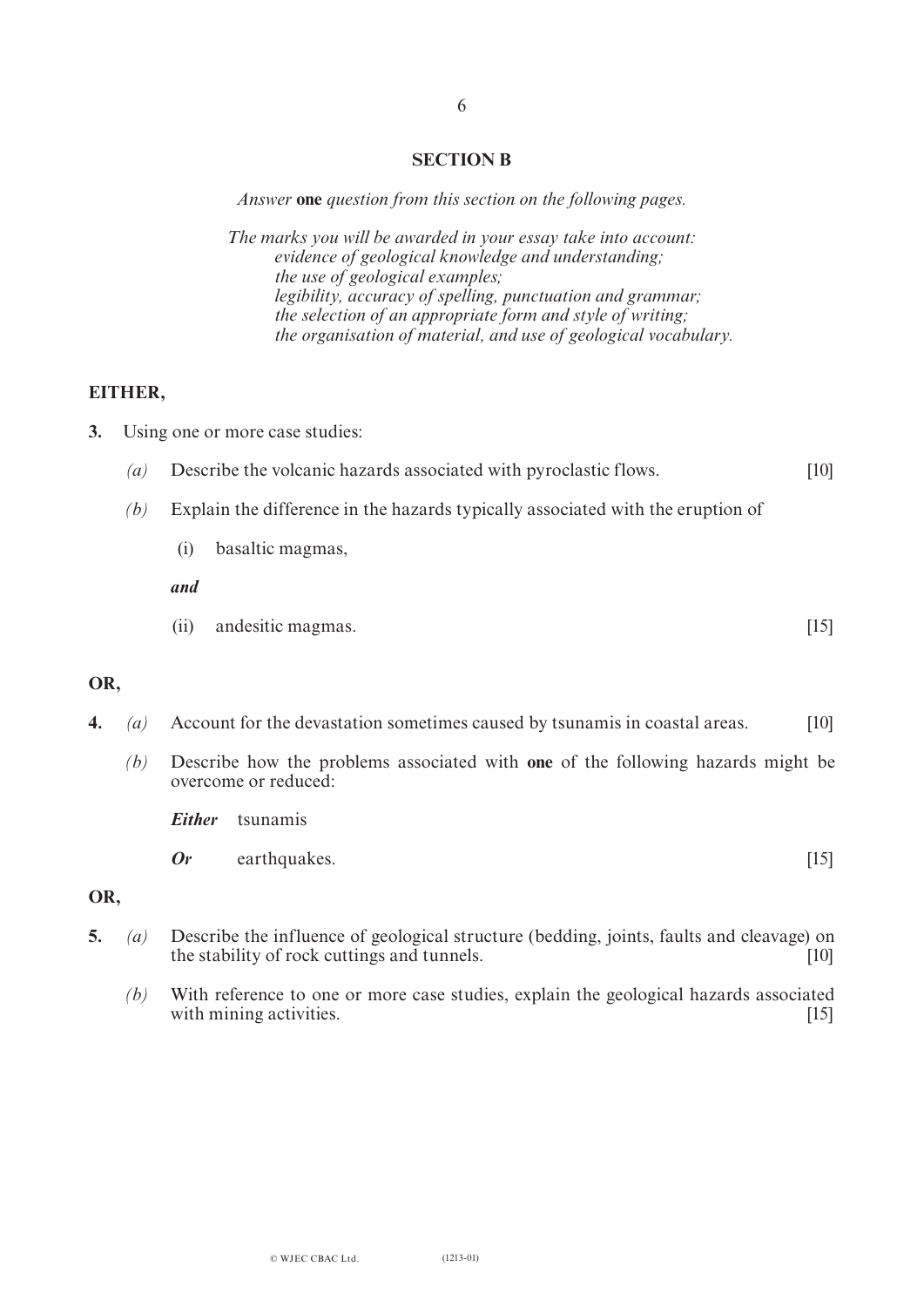## SECTION B

*Answer* **one** *question from this section on the following pages.*

*The marks you will be awarded in your essay take into account:*
*evidence of geological knowledge and understanding;*
*the use of geological examples;*
*legibility, accuracy of spelling, punctuation and grammar;*
*the selection of an appropriate form and style of writing;*
*the organisation of material, and use of geological vocabulary.*

**EITHER,**

**3.** Using one or more case studies:

*(a)* Describe the volcanic hazards associated with pyroclastic flows. [10]

*(b)* Explain the difference in the hazards typically associated with the eruption of

(i) basaltic magmas,

***and***

(ii) andesitic magmas. [15]

**OR,**

**4.** *(a)* Account for the devastation sometimes caused by tsunamis in coastal areas. [10]

*(b)* Describe how the problems associated with **one** of the following hazards might be overcome or reduced:

***Either*** tsunamis

***Or*** earthquakes. [15]

**OR,**

**5.** *(a)* Describe the influence of geological structure (bedding, joints, faults and cleavage) on the stability of rock cuttings and tunnels. [10]

*(b)* With reference to one or more case studies, explain the geological hazards associated with mining activities. [15]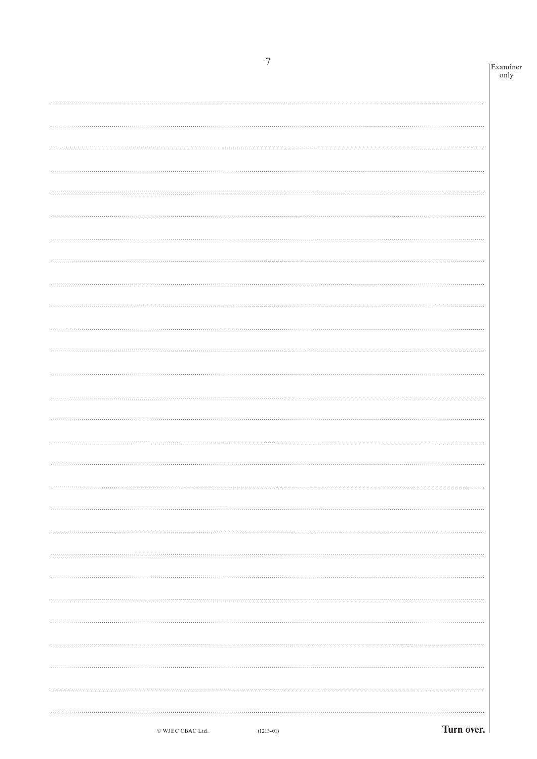Examiner only

Turn over.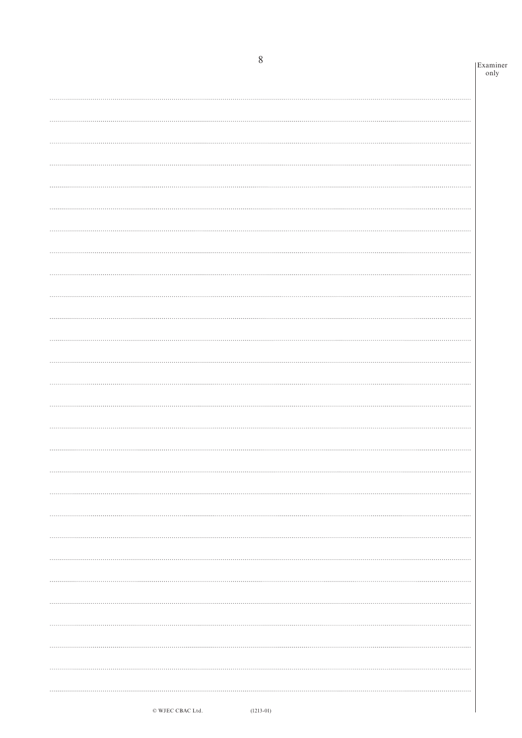Examiner only